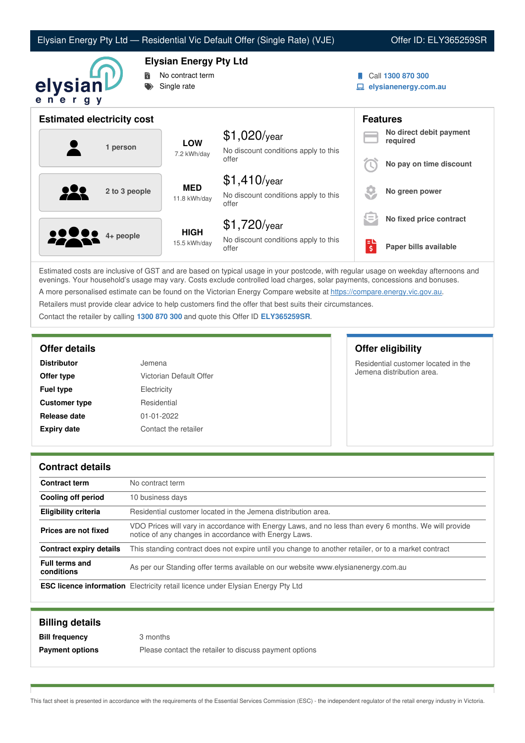# Elysian Energy Pty Ltd — Residential Vic Default Offer (Single Rate) (VJE)

Offer ID: ELY365259SR

## Elysian Energy Pty Ltd

- No contract term
- Single rate

Call **1300 870 300**

**elysianenergy.com.au**

## Estimated electricity cost

| Household | Usage | Cost |
|---|---|---|
| 1 person | **LOW** 7.2 kWh/day | $1,020/year<br>No discount conditions apply to this offer |
| 2 to 3 people | **MED** 11.8 kWh/day | $1,410/year<br>No discount conditions apply to this offer |
| 4+ people | **HIGH** 15.5 kWh/day | $1,720/year<br>No discount conditions apply to this offer |

## Features

- **No direct debit payment required**
- **No pay on time discount**
- **No green power**
- **No fixed price contract**
- **Paper bills available**

Estimated costs are inclusive of GST and are based on typical usage in your postcode, with regular usage on weekday afternoons and evenings. Your household's usage may vary. Costs exclude controlled load charges, solar payments, concessions and bonuses.

A more personalised estimate can be found on the Victorian Energy Compare website at https://compare.energy.vic.gov.au.

Retailers must provide clear advice to help customers find the offer that best suits their circumstances.

Contact the retailer by calling **1300 870 300** and quote this Offer ID **ELY365259SR**.

## Offer details

| | |
|---|---|
| **Distributor** | Jemena |
| **Offer type** | Victorian Default Offer |
| **Fuel type** | Electricity |
| **Customer type** | Residential |
| **Release date** | 01-01-2022 |
| **Expiry date** | Contact the retailer |

## Offer eligibility

Residential customer located in the Jemena distribution area.

## Contract details

| | |
|---|---|
| **Contract term** | No contract term |
| **Cooling off period** | 10 business days |
| **Eligibility criteria** | Residential customer located in the Jemena distribution area. |
| **Prices are not fixed** | VDO Prices will vary in accordance with Energy Laws, and no less than every 6 months. We will provide notice of any changes in accordance with Energy Laws. |
| **Contract expiry details** | This standing contract does not expire until you change to another retailer, or to a market contract |
| **Full terms and conditions** | As per our Standing offer terms available on our website www.elysianenergy.com.au |
| **ESC licence information** | Electricity retail licence under Elysian Energy Pty Ltd |

## Billing details

| | |
|---|---|
| **Bill frequency** | 3 months |
| **Payment options** | Please contact the retailer to discuss payment options |

This fact sheet is presented in accordance with the requirements of the Essential Services Commission (ESC) - the independent regulator of the retail energy industry in Victoria.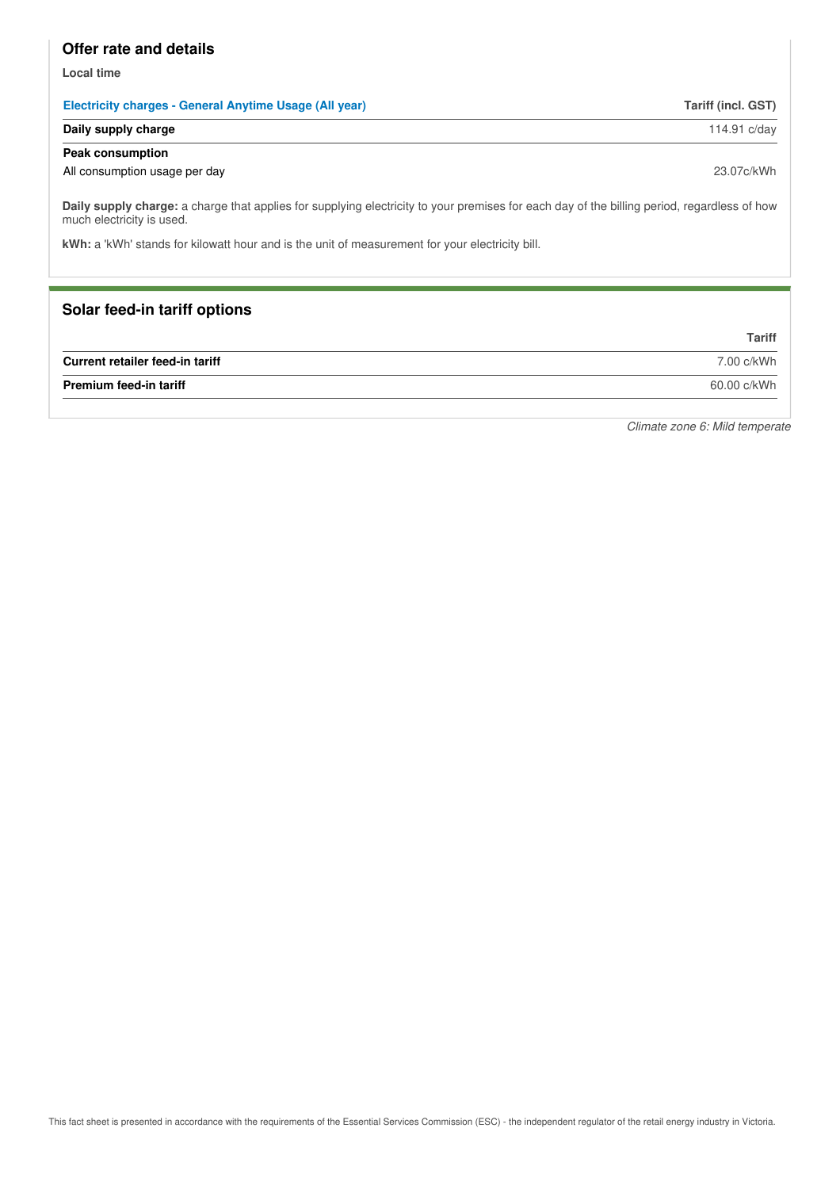## Offer rate and details

**Local time**

| Electricity charges - General Anytime Usage (All year) | Tariff (incl. GST) |
|---|---|
| **Daily supply charge** | 114.91 c/day |
| **Peak consumption** | |
| All consumption usage per day | 23.07c/kWh |

**Daily supply charge:** a charge that applies for supplying electricity to your premises for each day of the billing period, regardless of how much electricity is used.

**kWh:** a 'kWh' stands for kilowatt hour and is the unit of measurement for your electricity bill.

## Solar feed-in tariff options

| | Tariff |
|---|---|
| **Current retailer feed-in tariff** | 7.00 c/kWh |
| **Premium feed-in tariff** | 60.00 c/kWh |

*Climate zone 6: Mild temperate*

This fact sheet is presented in accordance with the requirements of the Essential Services Commission (ESC) - the independent regulator of the retail energy industry in Victoria.